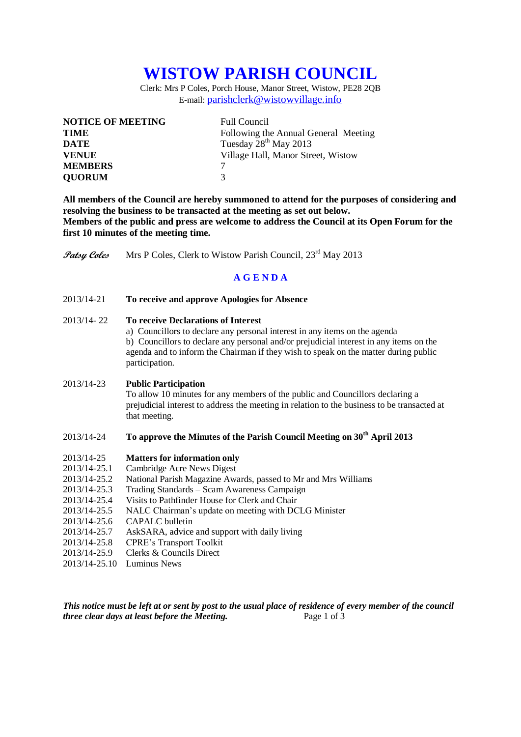# WISTOW PARISH COUNCIL

Clerk: Mrs P Coles, Porch House, Manor Street, Wistow, PE28 2QB
E-mail: parishclerk@wistowvillage.info

| | |
|---|---|
| **NOTICE OF MEETING** | Full Council |
| **TIME** | Following the Annual General Meeting |
| **DATE** | Tuesday 28th May 2013 |
| **VENUE** | Village Hall, Manor Street, Wistow |
| **MEMBERS** | 7 |
| **QUORUM** | 3 |

**All members of the Council are hereby summoned to attend for the purposes of considering and resolving the business to be transacted at the meeting as set out below.**
**Members of the public and press are welcome to address the Council at its Open Forum for the first 10 minutes of the meeting time.**

*Patsy Coles* Mrs P Coles, Clerk to Wistow Parish Council, 23rd May 2013

## A G E N D A

2013/14-21 **To receive and approve Apologies for Absence**

2013/14- 22 **To receive Declarations of Interest**
a) Councillors to declare any personal interest in any items on the agenda
b) Councillors to declare any personal and/or prejudicial interest in any items on the agenda and to inform the Chairman if they wish to speak on the matter during public participation.

2013/14-23 **Public Participation**
To allow 10 minutes for any members of the public and Councillors declaring a prejudicial interest to address the meeting in relation to the business to be transacted at that meeting.

2013/14-24 **To approve the Minutes of the Parish Council Meeting on 30th April 2013**

2013/14-25 **Matters for information only**
2013/14-25.1 Cambridge Acre News Digest
2013/14-25.2 National Parish Magazine Awards, passed to Mr and Mrs Williams
2013/14-25.3 Trading Standards – Scam Awareness Campaign
2013/14-25.4 Visits to Pathfinder House for Clerk and Chair
2013/14-25.5 NALC Chairman's update on meeting with DCLG Minister
2013/14-25.6 CAPALC bulletin
2013/14-25.7 AskSARA, advice and support with daily living
2013/14-25.8 CPRE's Transport Toolkit
2013/14-25.9 Clerks & Councils Direct
2013/14-25.10 Luminus News

***This notice must be left at or sent by post to the usual place of residence of every member of the council three clear days at least before the Meeting.***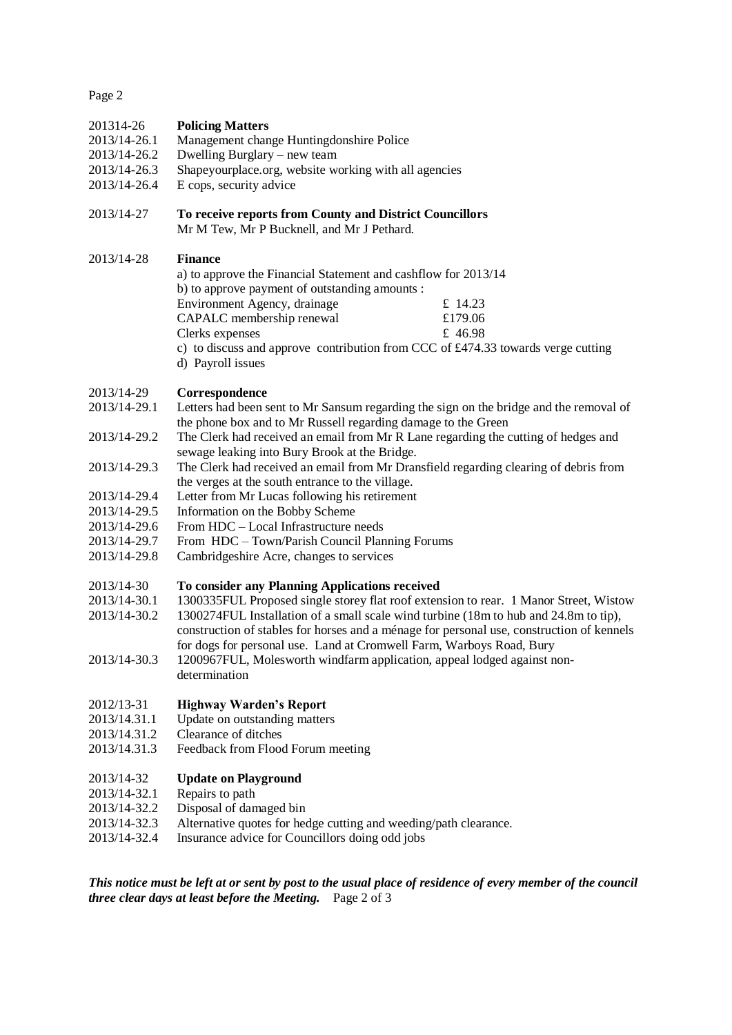201314-26 **Policing Matters**

2013/14-26.1 Management change Huntingdonshire Police

2013/14-26.2 Dwelling Burglary – new team

2013/14-26.3 Shapeyourplace.org, website working with all agencies

2013/14-26.4 E cops, security advice

2013/14-27 **To receive reports from County and District Councillors**

Mr M Tew, Mr P Bucknell, and Mr J Pethard.

2013/14-28 **Finance**

a) to approve the Financial Statement and cashflow for 2013/14

b) to approve payment of outstanding amounts :

| | |
|---|---|
| Environment Agency, drainage | £ 14.23 |
| CAPALC membership renewal | £179.06 |
| Clerks expenses | £ 46.98 |

c) to discuss and approve contribution from CCC of £474.33 towards verge cutting

d) Payroll issues

2013/14-29 **Correspondence**

2013/14-29.1 Letters had been sent to Mr Sansum regarding the sign on the bridge and the removal of the phone box and to Mr Russell regarding damage to the Green

2013/14-29.2 The Clerk had received an email from Mr R Lane regarding the cutting of hedges and sewage leaking into Bury Brook at the Bridge.

2013/14-29.3 The Clerk had received an email from Mr Dransfield regarding clearing of debris from the verges at the south entrance to the village.

2013/14-29.4 Letter from Mr Lucas following his retirement

2013/14-29.5 Information on the Bobby Scheme

2013/14-29.6 From HDC – Local Infrastructure needs

2013/14-29.7 From HDC – Town/Parish Council Planning Forums

2013/14-29.8 Cambridgeshire Acre, changes to services

2013/14-30 **To consider any Planning Applications received**

2013/14-30.1 1300335FUL Proposed single storey flat roof extension to rear. 1 Manor Street, Wistow

2013/14-30.2 1300274FUL Installation of a small scale wind turbine (18m to hub and 24.8m to tip), construction of stables for horses and a ménage for personal use, construction of kennels for dogs for personal use. Land at Cromwell Farm, Warboys Road, Bury

2013/14-30.3 1200967FUL, Molesworth windfarm application, appeal lodged against non-determination

2012/13-31 **Highway Warden's Report**

2013/14.31.1 Update on outstanding matters

2013/14.31.2 Clearance of ditches

2013/14.31.3 Feedback from Flood Forum meeting

2013/14-32 **Update on Playground**

2013/14-32.1 Repairs to path

2013/14-32.2 Disposal of damaged bin

2013/14-32.3 Alternative quotes for hedge cutting and weeding/path clearance.

2013/14-32.4 Insurance advice for Councillors doing odd jobs

***This notice must be left at or sent by post to the usual place of residence of every member of the council three clear days at least before the Meeting.***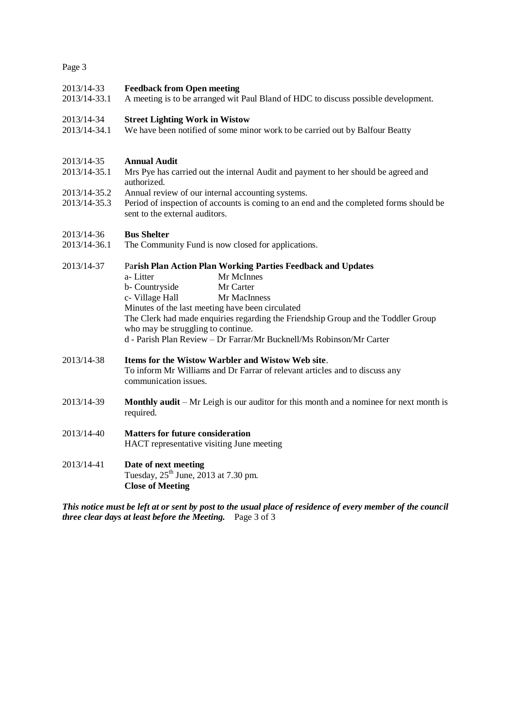2013/14-33 **Feedback from Open meeting**

2013/14-33.1 A meeting is to be arranged wit Paul Bland of HDC to discuss possible development.

2013/14-34 **Street Lighting Work in Wistow**

2013/14-34.1 We have been notified of some minor work to be carried out by Balfour Beatty

2013/14-35 **Annual Audit**

2013/14-35.1 Mrs Pye has carried out the internal Audit and payment to her should be agreed and authorized.

2013/14-35.2 Annual review of our internal accounting systems.

2013/14-35.3 Period of inspection of accounts is coming to an end and the completed forms should be sent to the external auditors.

2013/14-36 **Bus Shelter**

2013/14-36.1 The Community Fund is now closed for applications.

2013/14-37 Pa**rish Plan Action Plan Working Parties Feedback and Updates**

a- Litter Mr McInnes

b- Countryside Mr Carter

c- Village Hall Mr MacInness

Minutes of the last meeting have been circulated

The Clerk had made enquiries regarding the Friendship Group and the Toddler Group who may be struggling to continue.

d - Parish Plan Review – Dr Farrar/Mr Bucknell/Ms Robinson/Mr Carter

2013/14-38 **Items for the Wistow Warbler and Wistow Web site**.

To inform Mr Williams and Dr Farrar of relevant articles and to discuss any communication issues.

2013/14-39 **Monthly audit** – Mr Leigh is our auditor for this month and a nominee for next month is required.

2013/14-40 **Matters for future consideration**

HACT representative visiting June meeting

2013/14-41 **Date of next meeting**

Tuesday, 25th June, 2013 at 7.30 pm.

**Close of Meeting**

***This notice must be left at or sent by post to the usual place of residence of every member of the council three clear days at least before the Meeting.***